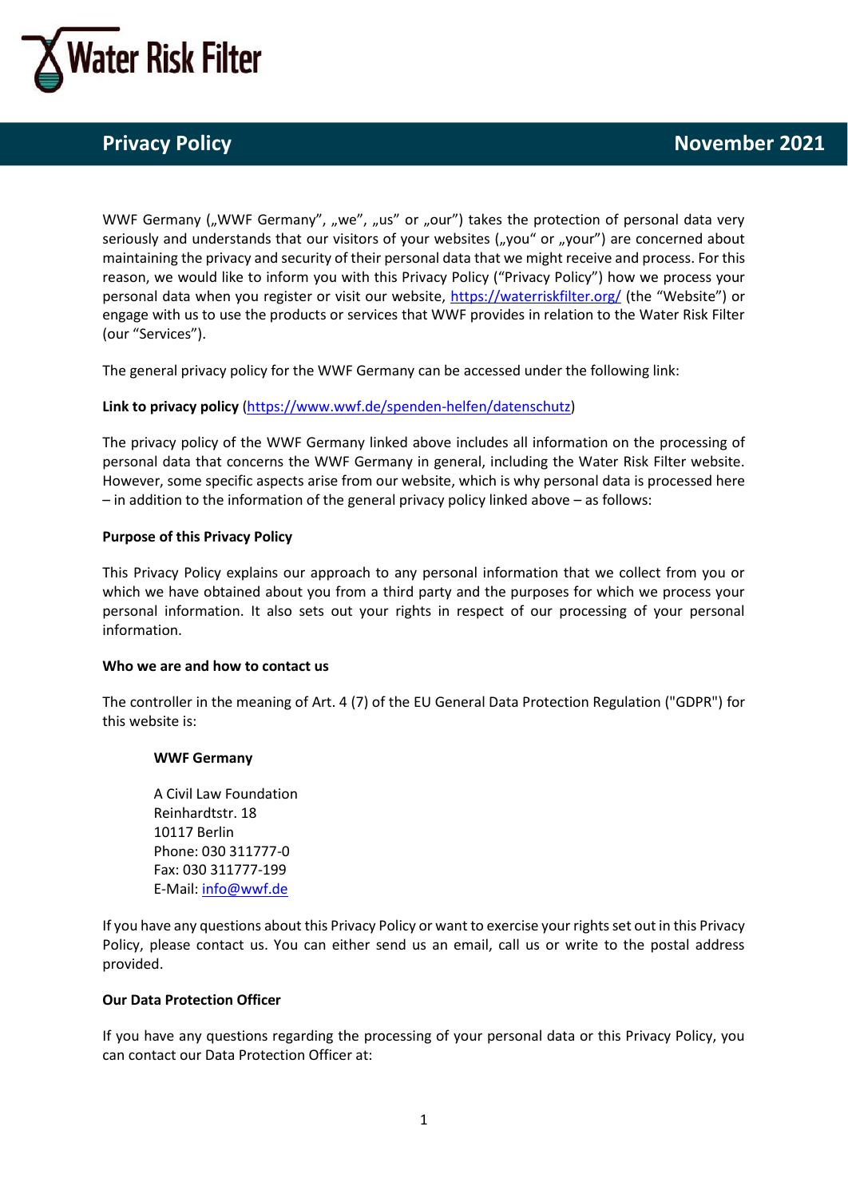Water Risk Filter

# Privacy Policy

November 2021

WWF Germany („WWF Germany", „we", „us" or „our") takes the protection of personal data very seriously and understands that our visitors of your websites („you" or „your") are concerned about maintaining the privacy and security of their personal data that we might receive and process. For this reason, we would like to inform you with this Privacy Policy ("Privacy Policy") how we process your personal data when you register or visit our website, https://waterriskfilter.org/ (the "Website") or engage with us to use the products or services that WWF provides in relation to the Water Risk Filter (our "Services").

The general privacy policy for the WWF Germany can be accessed under the following link:

**Link to privacy policy** (https://www.wwf.de/spenden-helfen/datenschutz)

The privacy policy of the WWF Germany linked above includes all information on the processing of personal data that concerns the WWF Germany in general, including the Water Risk Filter website. However, some specific aspects arise from our website, which is why personal data is processed here – in addition to the information of the general privacy policy linked above – as follows:

**Purpose of this Privacy Policy**

This Privacy Policy explains our approach to any personal information that we collect from you or which we have obtained about you from a third party and the purposes for which we process your personal information. It also sets out your rights in respect of our processing of your personal information.

**Who we are and how to contact us**

The controller in the meaning of Art. 4 (7) of the EU General Data Protection Regulation ("GDPR") for this website is:

> **WWF Germany**
>
> A Civil Law Foundation
> Reinhardtstr. 18
> 10117 Berlin
> Phone: 030 311777-0
> Fax: 030 311777-199
> E-Mail: info@wwf.de

If you have any questions about this Privacy Policy or want to exercise your rights set out in this Privacy Policy, please contact us. You can either send us an email, call us or write to the postal address provided.

**Our Data Protection Officer**

If you have any questions regarding the processing of your personal data or this Privacy Policy, you can contact our Data Protection Officer at: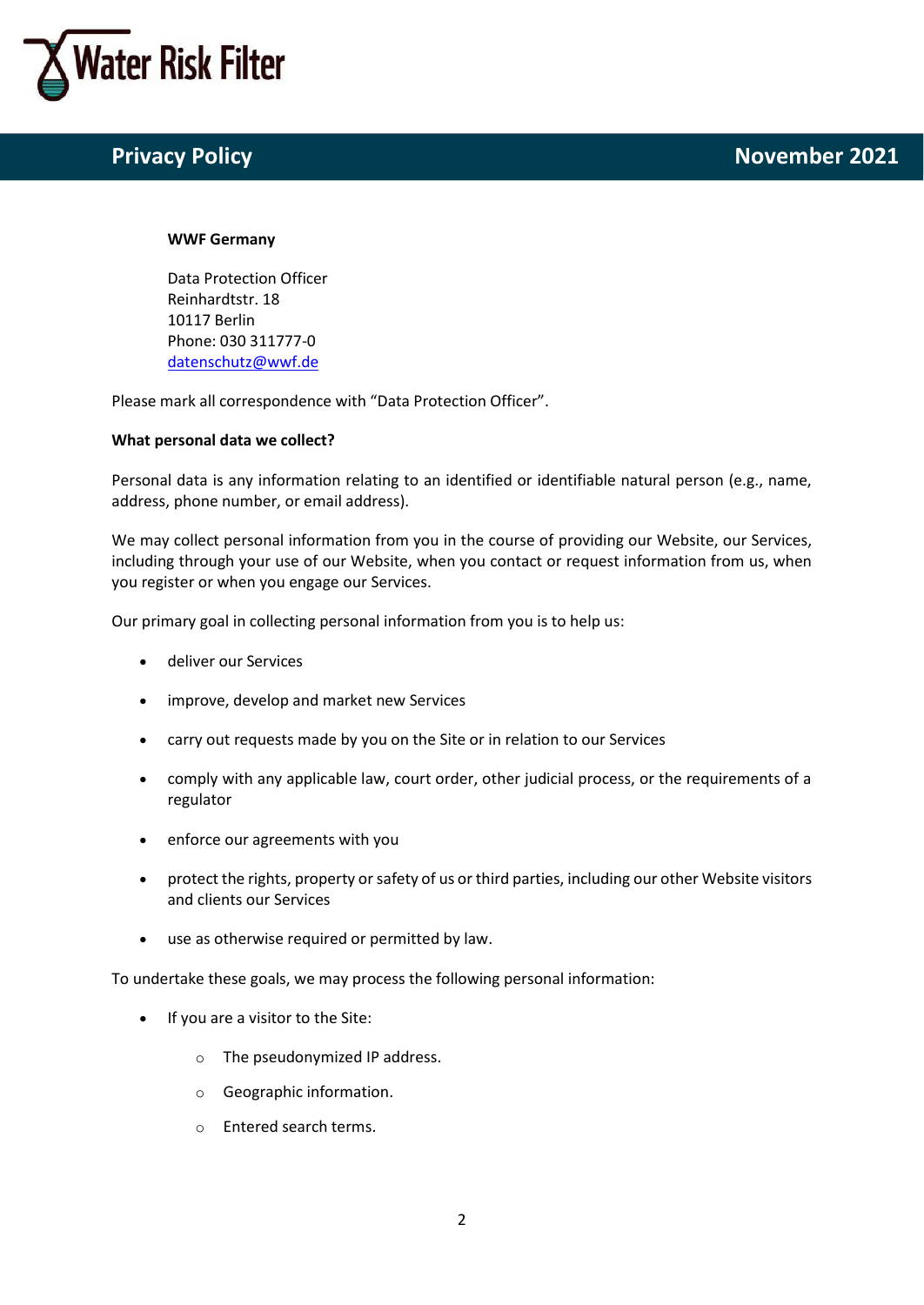**WWF Germany**

Data Protection Officer
Reinhardtstr. 18
10117 Berlin
Phone: 030 311777-0
datenschutz@wwf.de

Please mark all correspondence with "Data Protection Officer".

**What personal data we collect?**

Personal data is any information relating to an identified or identifiable natural person (e.g., name, address, phone number, or email address).

We may collect personal information from you in the course of providing our Website, our Services, including through your use of our Website, when you contact or request information from us, when you register or when you engage our Services.

Our primary goal in collecting personal information from you is to help us:

- deliver our Services
- improve, develop and market new Services
- carry out requests made by you on the Site or in relation to our Services
- comply with any applicable law, court order, other judicial process, or the requirements of a regulator
- enforce our agreements with you
- protect the rights, property or safety of us or third parties, including our other Website visitors and clients our Services
- use as otherwise required or permitted by law.

To undertake these goals, we may process the following personal information:

- If you are a visitor to the Site:
  - The pseudonymized IP address.
  - Geographic information.
  - Entered search terms.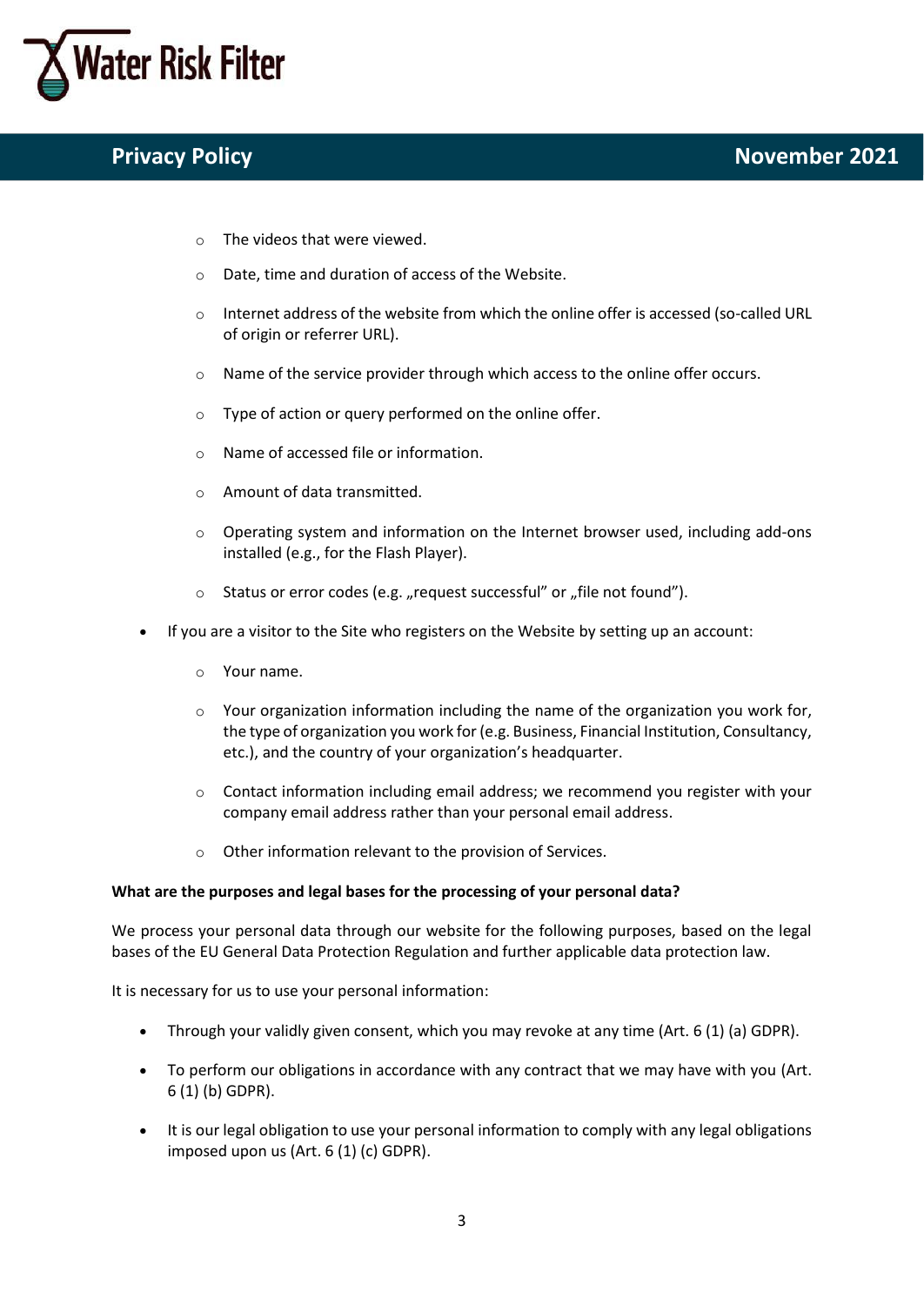- The videos that were viewed.
    - Date, time and duration of access of the Website.
    - Internet address of the website from which the online offer is accessed (so-called URL of origin or referrer URL).
    - Name of the service provider through which access to the online offer occurs.
    - Type of action or query performed on the online offer.
    - Name of accessed file or information.
    - Amount of data transmitted.
    - Operating system and information on the Internet browser used, including add-ons installed (e.g., for the Flash Player).
    - Status or error codes (e.g. „request successful" or „file not found").
- If you are a visitor to the Site who registers on the Website by setting up an account:
    - Your name.
    - Your organization information including the name of the organization you work for, the type of organization you work for (e.g. Business, Financial Institution, Consultancy, etc.), and the country of your organization's headquarter.
    - Contact information including email address; we recommend you register with your company email address rather than your personal email address.
    - Other information relevant to the provision of Services.

**What are the purposes and legal bases for the processing of your personal data?**

We process your personal data through our website for the following purposes, based on the legal bases of the EU General Data Protection Regulation and further applicable data protection law.

It is necessary for us to use your personal information:

- Through your validly given consent, which you may revoke at any time (Art. 6 (1) (a) GDPR).
- To perform our obligations in accordance with any contract that we may have with you (Art. 6 (1) (b) GDPR).
- It is our legal obligation to use your personal information to comply with any legal obligations imposed upon us (Art. 6 (1) (c) GDPR).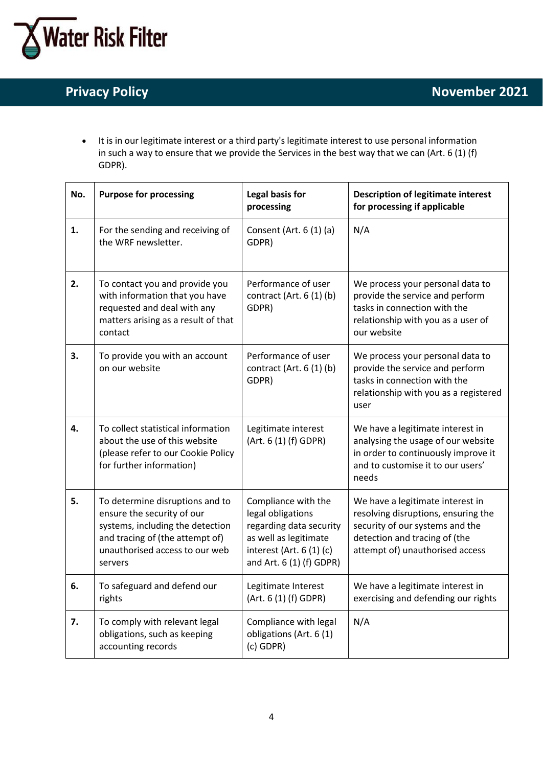- It is in our legitimate interest or a third party's legitimate interest to use personal information in such a way to ensure that we provide the Services in the best way that we can (Art. 6 (1) (f) GDPR).

| No. | Purpose for processing | Legal basis for processing | Description of legitimate interest for processing if applicable |
|---|---|---|---|
| 1. | For the sending and receiving of the WRF newsletter. | Consent (Art. 6 (1) (a) GDPR) | N/A |
| 2. | To contact you and provide you with information that you have requested and deal with any matters arising as a result of that contact | Performance of user contract (Art. 6 (1) (b) GDPR) | We process your personal data to provide the service and perform tasks in connection with the relationship with you as a user of our website |
| 3. | To provide you with an account on our website | Performance of user contract (Art. 6 (1) (b) GDPR) | We process your personal data to provide the service and perform tasks in connection with the relationship with you as a registered user |
| 4. | To collect statistical information about the use of this website (please refer to our Cookie Policy for further information) | Legitimate interest (Art. 6 (1) (f) GDPR) | We have a legitimate interest in analysing the usage of our website in order to continuously improve it and to customise it to our users' needs |
| 5. | To determine disruptions and to ensure the security of our systems, including the detection and tracing of (the attempt of) unauthorised access to our web servers | Compliance with the legal obligations regarding data security as well as legitimate interest (Art. 6 (1) (c) and Art. 6 (1) (f) GDPR) | We have a legitimate interest in resolving disruptions, ensuring the security of our systems and the detection and tracing of (the attempt of) unauthorised access |
| 6. | To safeguard and defend our rights | Legitimate Interest (Art. 6 (1) (f) GDPR) | We have a legitimate interest in exercising and defending our rights |
| 7. | To comply with relevant legal obligations, such as keeping accounting records | Compliance with legal obligations (Art. 6 (1) (c) GDPR) | N/A |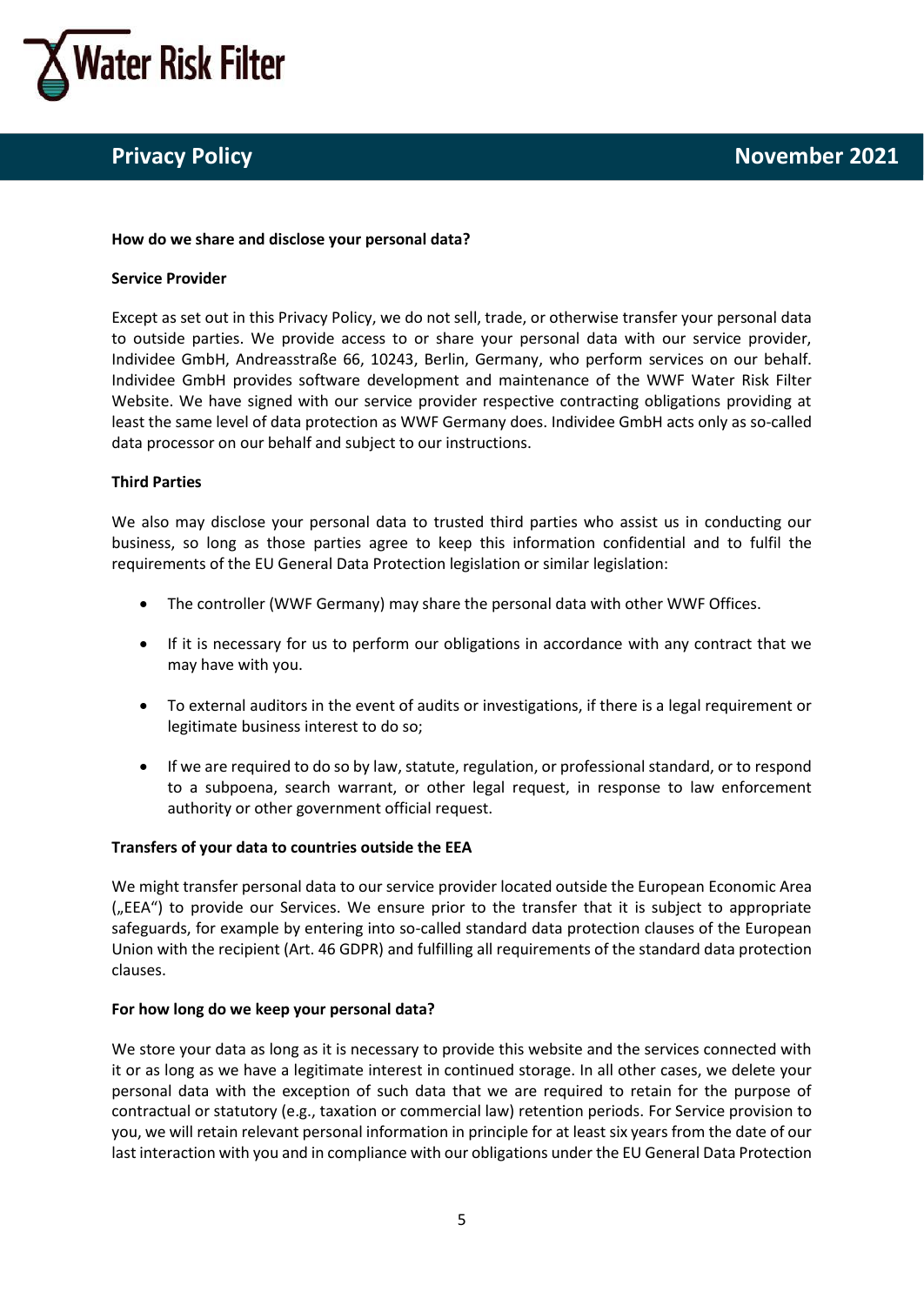### How do we share and disclose your personal data?

#### Service Provider

Except as set out in this Privacy Policy, we do not sell, trade, or otherwise transfer your personal data to outside parties. We provide access to or share your personal data with our service provider, Individee GmbH, Andreasstraße 66, 10243, Berlin, Germany, who perform services on our behalf. Individee GmbH provides software development and maintenance of the WWF Water Risk Filter Website. We have signed with our service provider respective contracting obligations providing at least the same level of data protection as WWF Germany does. Individee GmbH acts only as so-called data processor on our behalf and subject to our instructions.

#### Third Parties

We also may disclose your personal data to trusted third parties who assist us in conducting our business, so long as those parties agree to keep this information confidential and to fulfil the requirements of the EU General Data Protection legislation or similar legislation:

- The controller (WWF Germany) may share the personal data with other WWF Offices.
- If it is necessary for us to perform our obligations in accordance with any contract that we may have with you.
- To external auditors in the event of audits or investigations, if there is a legal requirement or legitimate business interest to do so;
- If we are required to do so by law, statute, regulation, or professional standard, or to respond to a subpoena, search warrant, or other legal request, in response to law enforcement authority or other government official request.

#### Transfers of your data to countries outside the EEA

We might transfer personal data to our service provider located outside the European Economic Area („EEA") to provide our Services. We ensure prior to the transfer that it is subject to appropriate safeguards, for example by entering into so-called standard data protection clauses of the European Union with the recipient (Art. 46 GDPR) and fulfilling all requirements of the standard data protection clauses.

### For how long do we keep your personal data?

We store your data as long as it is necessary to provide this website and the services connected with it or as long as we have a legitimate interest in continued storage. In all other cases, we delete your personal data with the exception of such data that we are required to retain for the purpose of contractual or statutory (e.g., taxation or commercial law) retention periods. For Service provision to you, we will retain relevant personal information in principle for at least six years from the date of our last interaction with you and in compliance with our obligations under the EU General Data Protection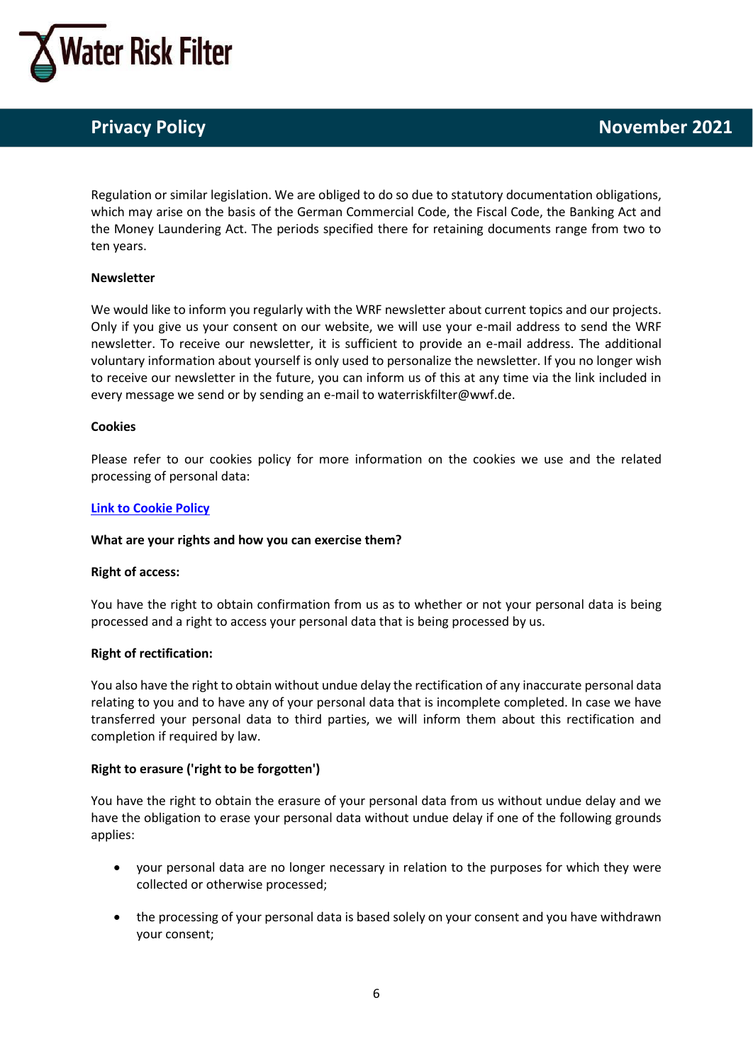Regulation or similar legislation. We are obliged to do so due to statutory documentation obligations, which may arise on the basis of the German Commercial Code, the Fiscal Code, the Banking Act and the Money Laundering Act. The periods specified there for retaining documents range from two to ten years.

**Newsletter**

We would like to inform you regularly with the WRF newsletter about current topics and our projects. Only if you give us your consent on our website, we will use your e-mail address to send the WRF newsletter. To receive our newsletter, it is sufficient to provide an e-mail address. The additional voluntary information about yourself is only used to personalize the newsletter. If you no longer wish to receive our newsletter in the future, you can inform us of this at any time via the link included in every message we send or by sending an e-mail to waterriskfilter@wwf.de.

**Cookies**

Please refer to our cookies policy for more information on the cookies we use and the related processing of personal data:

**Link to Cookie Policy**

**What are your rights and how you can exercise them?**

**Right of access:**

You have the right to obtain confirmation from us as to whether or not your personal data is being processed and a right to access your personal data that is being processed by us.

**Right of rectification:**

You also have the right to obtain without undue delay the rectification of any inaccurate personal data relating to you and to have any of your personal data that is incomplete completed. In case we have transferred your personal data to third parties, we will inform them about this rectification and completion if required by law.

**Right to erasure ('right to be forgotten')**

You have the right to obtain the erasure of your personal data from us without undue delay and we have the obligation to erase your personal data without undue delay if one of the following grounds applies:

- your personal data are no longer necessary in relation to the purposes for which they were collected or otherwise processed;
- the processing of your personal data is based solely on your consent and you have withdrawn your consent;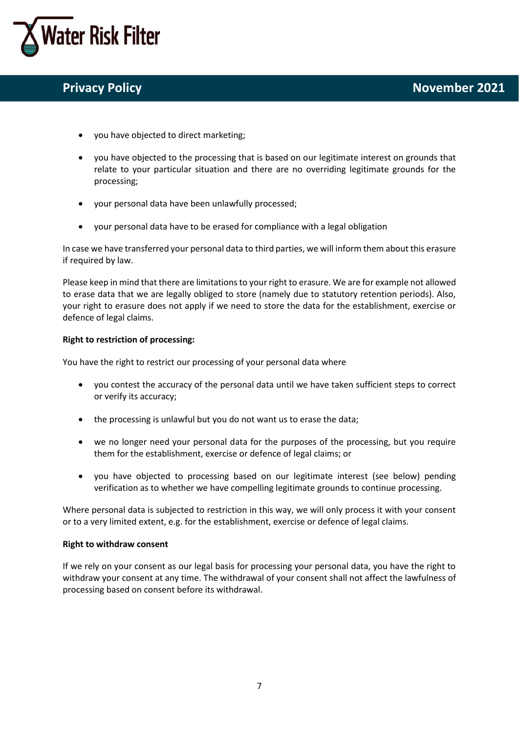- you have objected to direct marketing;
- you have objected to the processing that is based on our legitimate interest on grounds that relate to your particular situation and there are no overriding legitimate grounds for the processing;
- your personal data have been unlawfully processed;
- your personal data have to be erased for compliance with a legal obligation

In case we have transferred your personal data to third parties, we will inform them about this erasure if required by law.

Please keep in mind that there are limitations to your right to erasure. We are for example not allowed to erase data that we are legally obliged to store (namely due to statutory retention periods). Also, your right to erasure does not apply if we need to store the data for the establishment, exercise or defence of legal claims.

**Right to restriction of processing:**

You have the right to restrict our processing of your personal data where

- you contest the accuracy of the personal data until we have taken sufficient steps to correct or verify its accuracy;
- the processing is unlawful but you do not want us to erase the data;
- we no longer need your personal data for the purposes of the processing, but you require them for the establishment, exercise or defence of legal claims; or
- you have objected to processing based on our legitimate interest (see below) pending verification as to whether we have compelling legitimate grounds to continue processing.

Where personal data is subjected to restriction in this way, we will only process it with your consent or to a very limited extent, e.g. for the establishment, exercise or defence of legal claims.

**Right to withdraw consent**

If we rely on your consent as our legal basis for processing your personal data, you have the right to withdraw your consent at any time. The withdrawal of your consent shall not affect the lawfulness of processing based on consent before its withdrawal.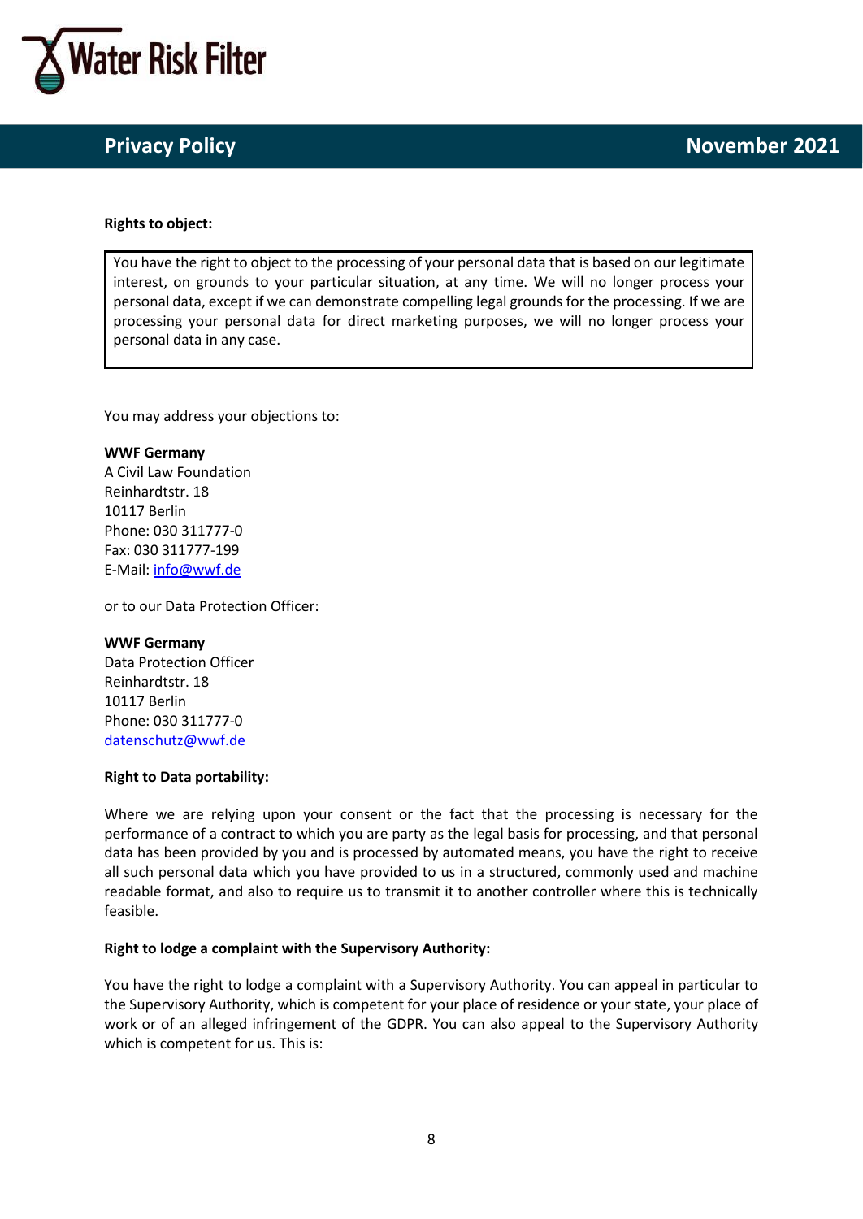**Rights to object:**

> You have the right to object to the processing of your personal data that is based on our legitimate interest, on grounds to your particular situation, at any time. We will no longer process your personal data, except if we can demonstrate compelling legal grounds for the processing. If we are processing your personal data for direct marketing purposes, we will no longer process your personal data in any case.

You may address your objections to:

**WWF Germany**
A Civil Law Foundation
Reinhardtstr. 18
10117 Berlin
Phone: 030 311777-0
Fax: 030 311777-199
E-Mail: info@wwf.de

or to our Data Protection Officer:

**WWF Germany**
Data Protection Officer
Reinhardtstr. 18
10117 Berlin
Phone: 030 311777-0
datenschutz@wwf.de

**Right to Data portability:**

Where we are relying upon your consent or the fact that the processing is necessary for the performance of a contract to which you are party as the legal basis for processing, and that personal data has been provided by you and is processed by automated means, you have the right to receive all such personal data which you have provided to us in a structured, commonly used and machine readable format, and also to require us to transmit it to another controller where this is technically feasible.

**Right to lodge a complaint with the Supervisory Authority:**

You have the right to lodge a complaint with a Supervisory Authority. You can appeal in particular to the Supervisory Authority, which is competent for your place of residence or your state, your place of work or of an alleged infringement of the GDPR. You can also appeal to the Supervisory Authority which is competent for us. This is: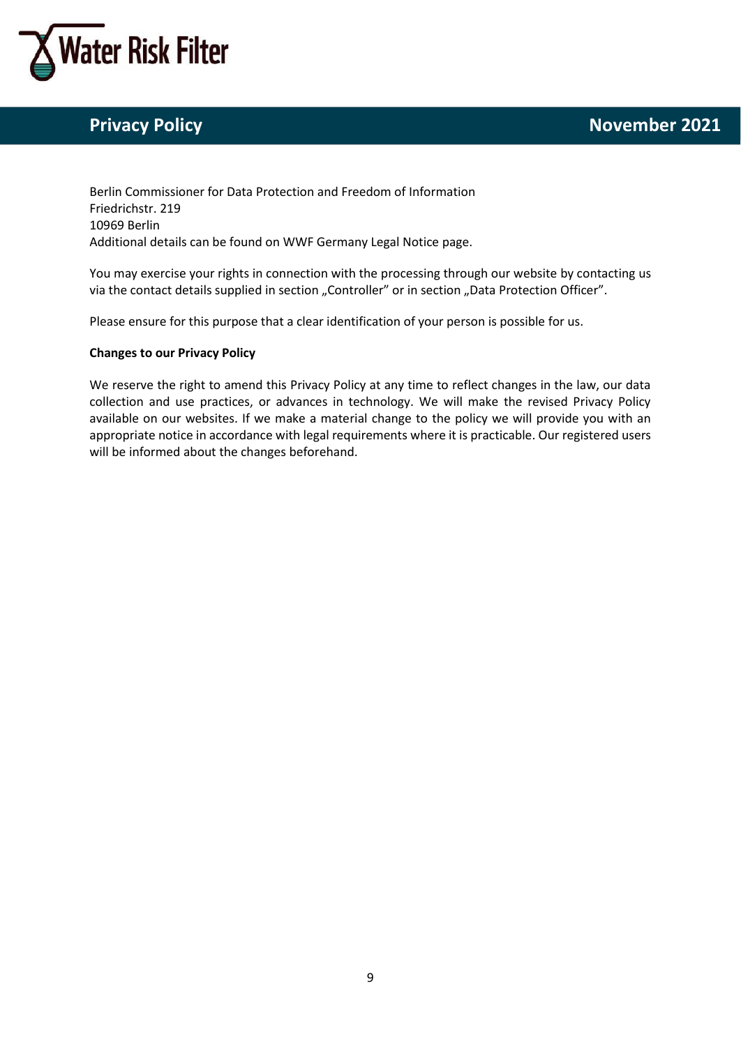Berlin Commissioner for Data Protection and Freedom of Information
Friedrichstr. 219
10969 Berlin
Additional details can be found on WWF Germany Legal Notice page.

You may exercise your rights in connection with the processing through our website by contacting us via the contact details supplied in section „Controller" or in section „Data Protection Officer".

Please ensure for this purpose that a clear identification of your person is possible for us.

**Changes to our Privacy Policy**

We reserve the right to amend this Privacy Policy at any time to reflect changes in the law, our data collection and use practices, or advances in technology. We will make the revised Privacy Policy available on our websites. If we make a material change to the policy we will provide you with an appropriate notice in accordance with legal requirements where it is practicable. Our registered users will be informed about the changes beforehand.